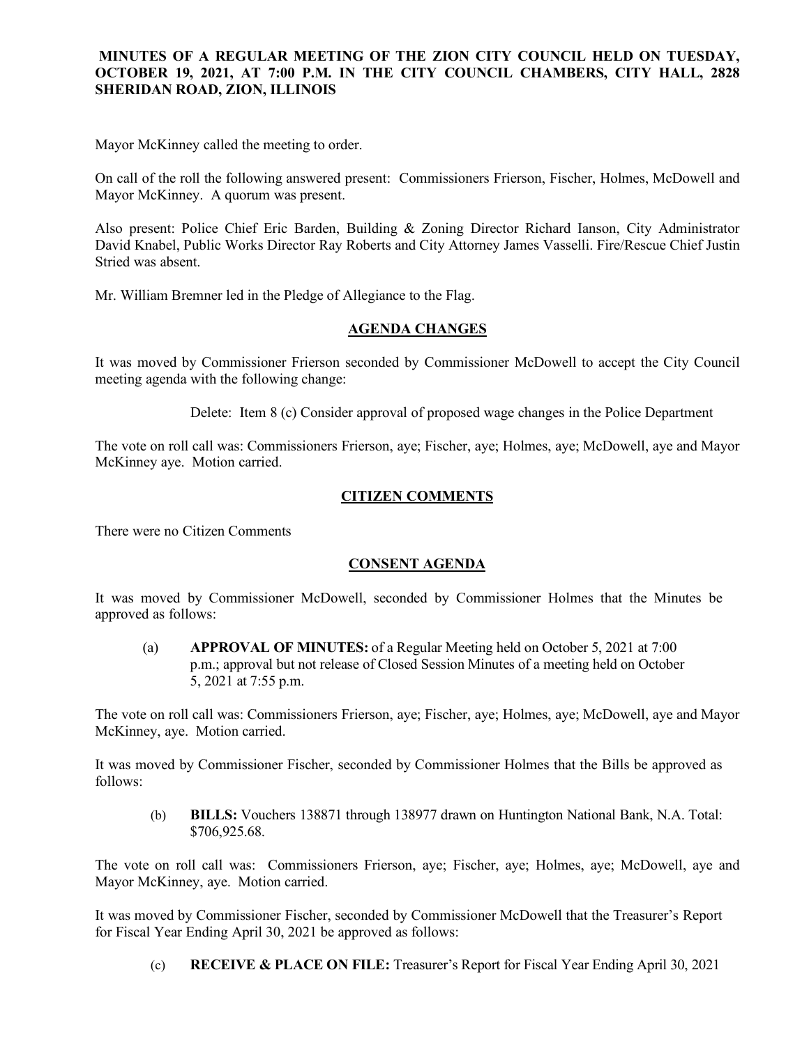**MINUTES OF A REGULAR MEETING OF THE ZION CITY COUNCIL HELD ON TUESDAY, OCTOBER 19, 2021, AT 7:00 P.M. IN THE CITY COUNCIL CHAMBERS, CITY HALL, 2828 SHERIDAN ROAD, ZION, ILLINOIS**

Mayor McKinney called the meeting to order.

On call of the roll the following answered present: Commissioners Frierson, Fischer, Holmes, McDowell and Mayor McKinney. A quorum was present.

Also present: Police Chief Eric Barden, Building & Zoning Director Richard Ianson, City Administrator David Knabel, Public Works Director Ray Roberts and City Attorney James Vasselli. Fire/Rescue Chief Justin Stried was absent.

Mr. William Bremner led in the Pledge of Allegiance to the Flag.

## AGENDA CHANGES

It was moved by Commissioner Frierson seconded by Commissioner McDowell to accept the City Council meeting agenda with the following change:

Delete: Item 8 (c) Consider approval of proposed wage changes in the Police Department

The vote on roll call was: Commissioners Frierson, aye; Fischer, aye; Holmes, aye; McDowell, aye and Mayor McKinney aye. Motion carried.

## CITIZEN COMMENTS

There were no Citizen Comments

## CONSENT AGENDA

It was moved by Commissioner McDowell, seconded by Commissioner Holmes that the Minutes be approved as follows:

(a) **APPROVAL OF MINUTES:** of a Regular Meeting held on October 5, 2021 at 7:00 p.m.; approval but not release of Closed Session Minutes of a meeting held on October 5, 2021 at 7:55 p.m.

The vote on roll call was: Commissioners Frierson, aye; Fischer, aye; Holmes, aye; McDowell, aye and Mayor McKinney, aye. Motion carried.

It was moved by Commissioner Fischer, seconded by Commissioner Holmes that the Bills be approved as follows:

(b) **BILLS:** Vouchers 138871 through 138977 drawn on Huntington National Bank, N.A. Total: $706,925.68.

The vote on roll call was: Commissioners Frierson, aye; Fischer, aye; Holmes, aye; McDowell, aye and Mayor McKinney, aye. Motion carried.

It was moved by Commissioner Fischer, seconded by Commissioner McDowell that the Treasurer's Report for Fiscal Year Ending April 30, 2021 be approved as follows:

(c) **RECEIVE & PLACE ON FILE:** Treasurer's Report for Fiscal Year Ending April 30, 2021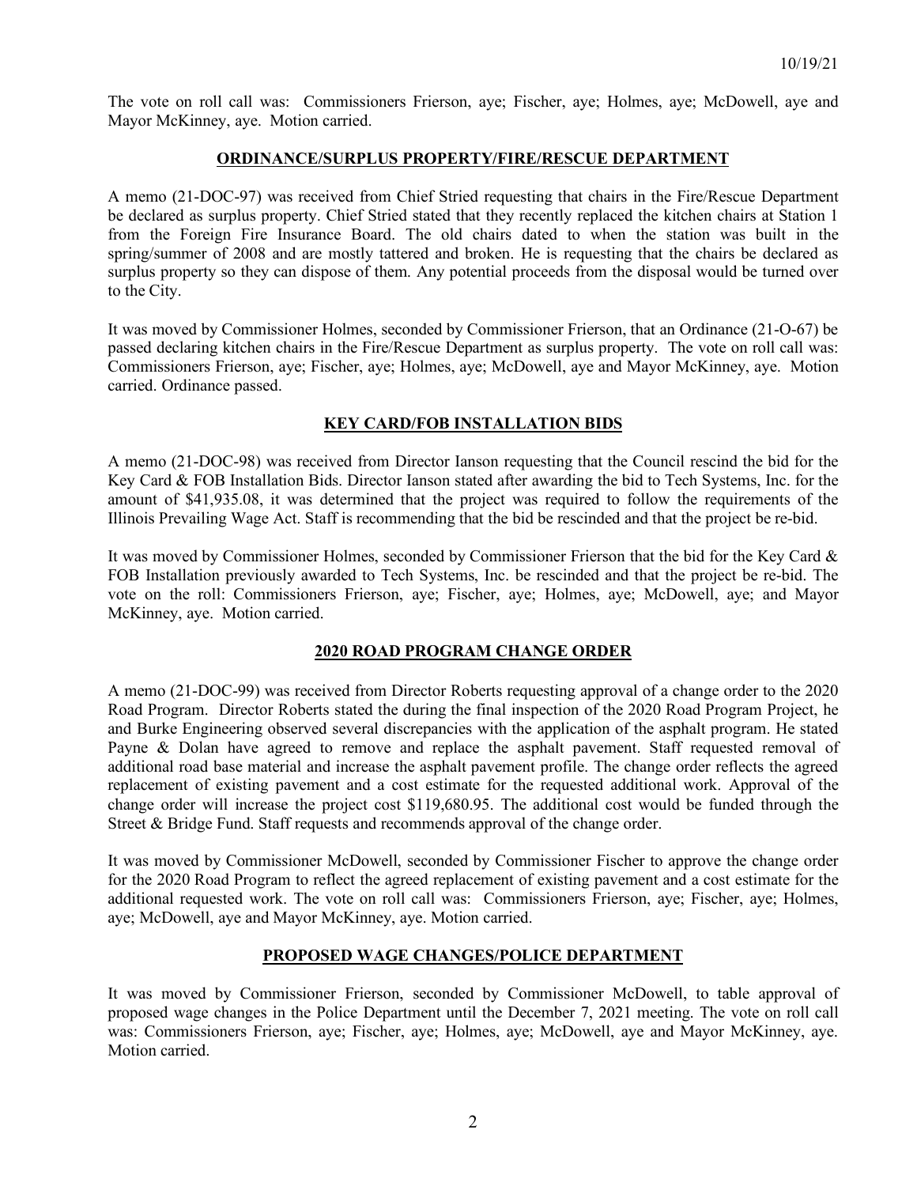The vote on roll call was: Commissioners Frierson, aye; Fischer, aye; Holmes, aye; McDowell, aye and Mayor McKinney, aye. Motion carried.

## ORDINANCE/SURPLUS PROPERTY/FIRE/RESCUE DEPARTMENT

A memo (21-DOC-97) was received from Chief Stried requesting that chairs in the Fire/Rescue Department be declared as surplus property. Chief Stried stated that they recently replaced the kitchen chairs at Station 1 from the Foreign Fire Insurance Board. The old chairs dated to when the station was built in the spring/summer of 2008 and are mostly tattered and broken. He is requesting that the chairs be declared as surplus property so they can dispose of them. Any potential proceeds from the disposal would be turned over to the City.

It was moved by Commissioner Holmes, seconded by Commissioner Frierson, that an Ordinance (21-O-67) be passed declaring kitchen chairs in the Fire/Rescue Department as surplus property. The vote on roll call was: Commissioners Frierson, aye; Fischer, aye; Holmes, aye; McDowell, aye and Mayor McKinney, aye. Motion carried. Ordinance passed.

## KEY CARD/FOB INSTALLATION BIDS

A memo (21-DOC-98) was received from Director Ianson requesting that the Council rescind the bid for the Key Card & FOB Installation Bids. Director Ianson stated after awarding the bid to Tech Systems, Inc. for the amount of $41,935.08, it was determined that the project was required to follow the requirements of the Illinois Prevailing Wage Act. Staff is recommending that the bid be rescinded and that the project be re-bid.

It was moved by Commissioner Holmes, seconded by Commissioner Frierson that the bid for the Key Card & FOB Installation previously awarded to Tech Systems, Inc. be rescinded and that the project be re-bid. The vote on the roll: Commissioners Frierson, aye; Fischer, aye; Holmes, aye; McDowell, aye; and Mayor McKinney, aye. Motion carried.

## 2020 ROAD PROGRAM CHANGE ORDER

A memo (21-DOC-99) was received from Director Roberts requesting approval of a change order to the 2020 Road Program. Director Roberts stated the during the final inspection of the 2020 Road Program Project, he and Burke Engineering observed several discrepancies with the application of the asphalt program. He stated Payne & Dolan have agreed to remove and replace the asphalt pavement. Staff requested removal of additional road base material and increase the asphalt pavement profile. The change order reflects the agreed replacement of existing pavement and a cost estimate for the requested additional work. Approval of the change order will increase the project cost $119,680.95. The additional cost would be funded through the Street & Bridge Fund. Staff requests and recommends approval of the change order.

It was moved by Commissioner McDowell, seconded by Commissioner Fischer to approve the change order for the 2020 Road Program to reflect the agreed replacement of existing pavement and a cost estimate for the additional requested work. The vote on roll call was: Commissioners Frierson, aye; Fischer, aye; Holmes, aye; McDowell, aye and Mayor McKinney, aye. Motion carried.

## PROPOSED WAGE CHANGES/POLICE DEPARTMENT

It was moved by Commissioner Frierson, seconded by Commissioner McDowell, to table approval of proposed wage changes in the Police Department until the December 7, 2021 meeting. The vote on roll call was: Commissioners Frierson, aye; Fischer, aye; Holmes, aye; McDowell, aye and Mayor McKinney, aye. Motion carried.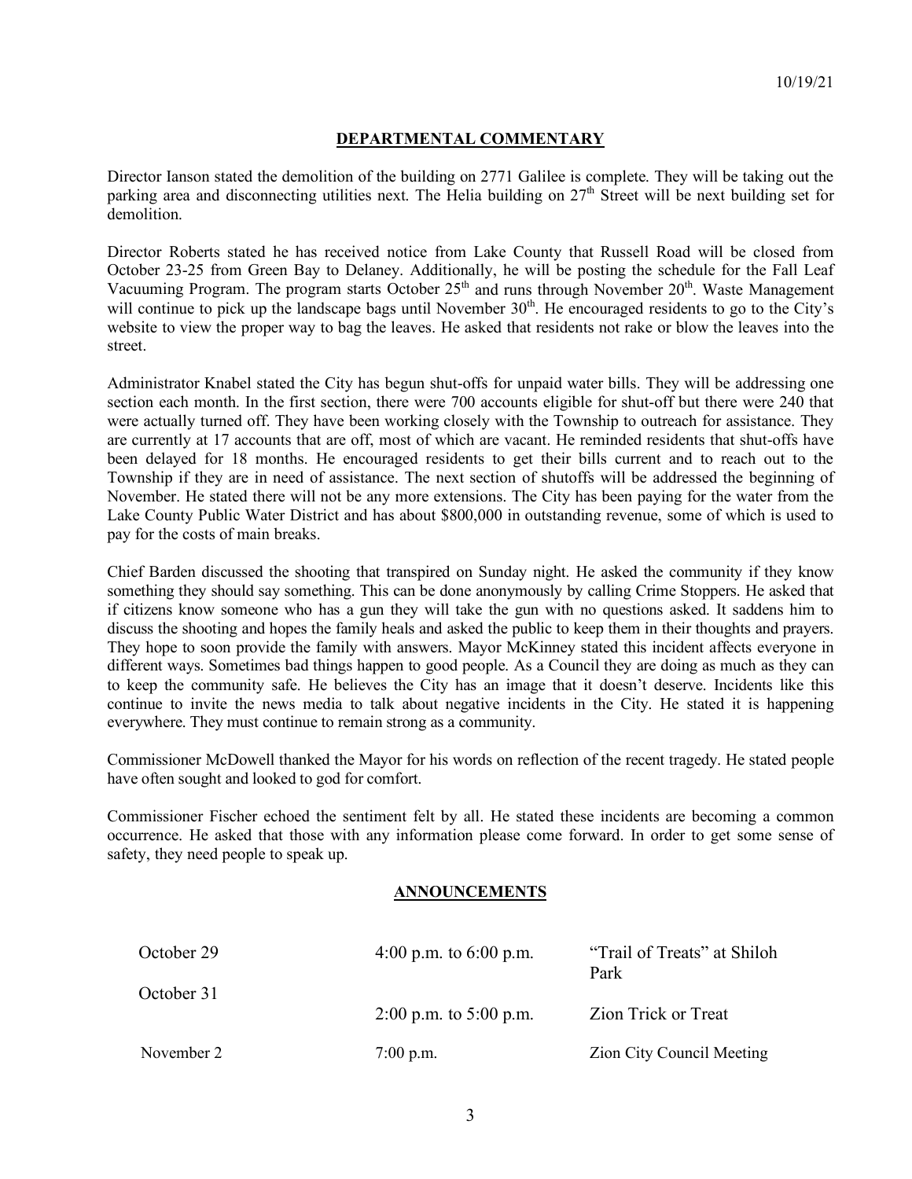10/19/21

## DEPARTMENTAL COMMENTARY

Director Ianson stated the demolition of the building on 2771 Galilee is complete. They will be taking out the parking area and disconnecting utilities next. The Helia building on 27th Street will be next building set for demolition.

Director Roberts stated he has received notice from Lake County that Russell Road will be closed from October 23-25 from Green Bay to Delaney. Additionally, he will be posting the schedule for the Fall Leaf Vacuuming Program. The program starts October 25th and runs through November 20th. Waste Management will continue to pick up the landscape bags until November 30th. He encouraged residents to go to the City's website to view the proper way to bag the leaves. He asked that residents not rake or blow the leaves into the street.

Administrator Knabel stated the City has begun shut-offs for unpaid water bills. They will be addressing one section each month. In the first section, there were 700 accounts eligible for shut-off but there were 240 that were actually turned off. They have been working closely with the Township to outreach for assistance. They are currently at 17 accounts that are off, most of which are vacant. He reminded residents that shut-offs have been delayed for 18 months. He encouraged residents to get their bills current and to reach out to the Township if they are in need of assistance. The next section of shutoffs will be addressed the beginning of November. He stated there will not be any more extensions. The City has been paying for the water from the Lake County Public Water District and has about $800,000 in outstanding revenue, some of which is used to pay for the costs of main breaks.

Chief Barden discussed the shooting that transpired on Sunday night. He asked the community if they know something they should say something. This can be done anonymously by calling Crime Stoppers. He asked that if citizens know someone who has a gun they will take the gun with no questions asked. It saddens him to discuss the shooting and hopes the family heals and asked the public to keep them in their thoughts and prayers. They hope to soon provide the family with answers. Mayor McKinney stated this incident affects everyone in different ways. Sometimes bad things happen to good people. As a Council they are doing as much as they can to keep the community safe. He believes the City has an image that it doesn't deserve. Incidents like this continue to invite the news media to talk about negative incidents in the City. He stated it is happening everywhere. They must continue to remain strong as a community.

Commissioner McDowell thanked the Mayor for his words on reflection of the recent tragedy. He stated people have often sought and looked to god for comfort.

Commissioner Fischer echoed the sentiment felt by all. He stated these incidents are becoming a common occurrence. He asked that those with any information please come forward. In order to get some sense of safety, they need people to speak up.

## ANNOUNCEMENTS

| | | |
|---|---|---|
| October 29 | 4:00 p.m. to 6:00 p.m. | "Trail of Treats" at Shiloh Park |
| October 31 | 2:00 p.m. to 5:00 p.m. | Zion Trick or Treat |
| November 2 | 7:00 p.m. | Zion City Council Meeting |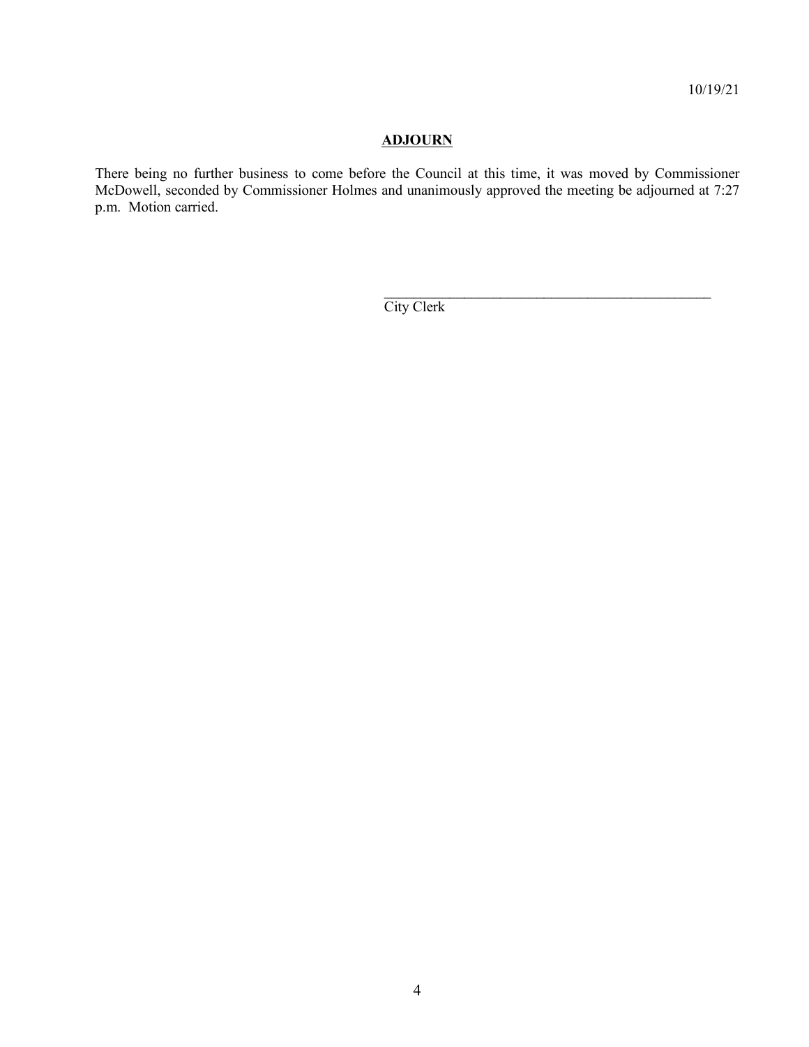## ADJOURN

There being no further business to come before the Council at this time, it was moved by Commissioner McDowell, seconded by Commissioner Holmes and unanimously approved the meeting be adjourned at 7:27 p.m. Motion carried.

\_\_\_\_\_\_\_\_\_\_\_\_\_\_\_\_\_\_\_\_\_\_\_\_\_\_\_\_\_\_\_\_\_\_\_\_\_\_\_\_\_\_\_\_\_\_\_\_

City Clerk